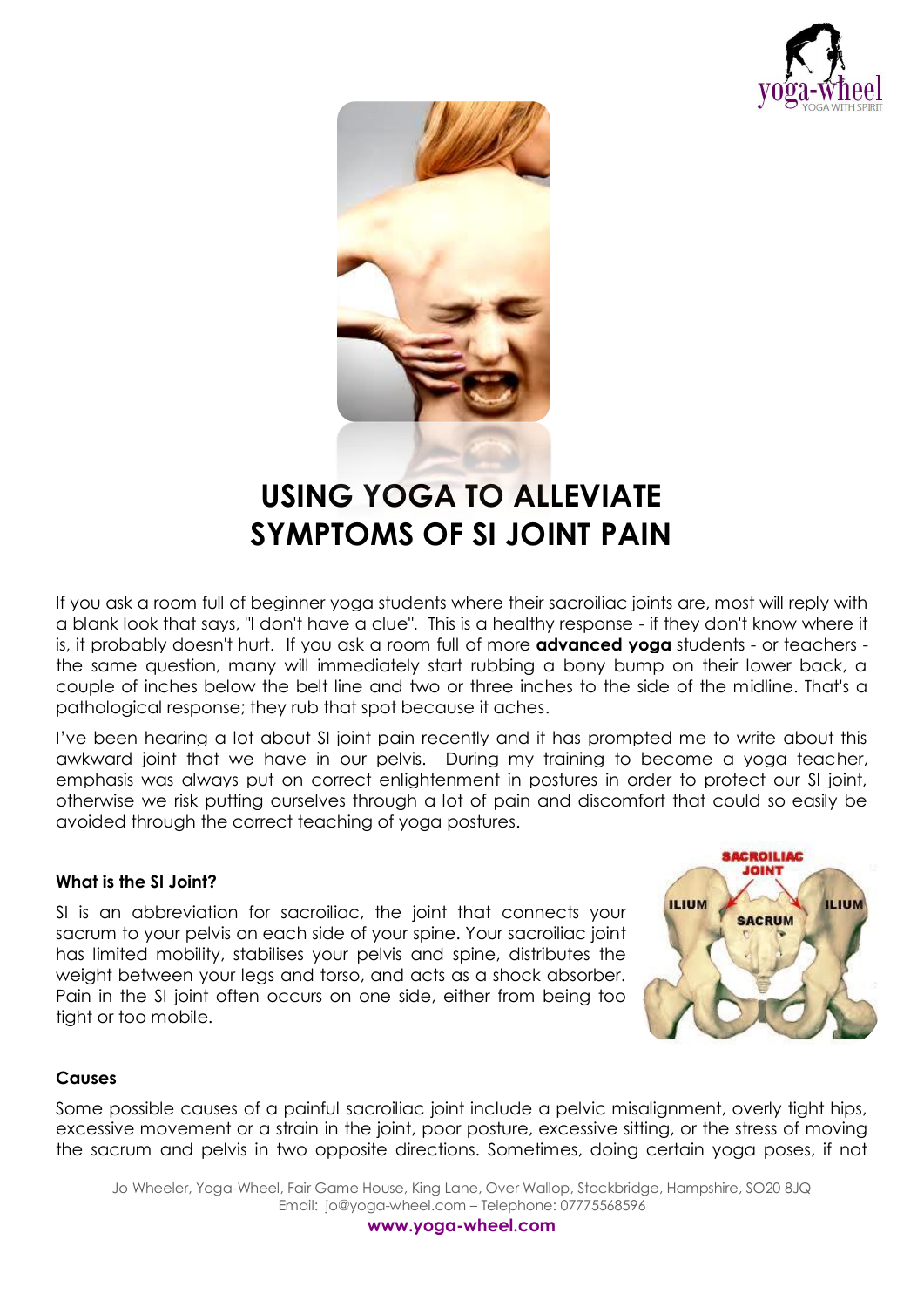# USING YOGA TO ALLEVIATE SYMPTOMS OF SI JOINT PAIN

If you ask a room full of beginner yoga students where their sacroiliac joints are, most will reply with a blank look that says, "I don't have a clue". This is a healthy response - if they don't know where it is, it probably doesn't hurt. If you ask a room full of more **advanced yoga** students - or teachers - the same question, many will immediately start rubbing a bony bump on their lower back, a couple of inches below the belt line and two or three inches to the side of the midline. That's a pathological response; they rub that spot because it aches.

I've been hearing a lot about SI joint pain recently and it has prompted me to write about this awkward joint that we have in our pelvis. During my training to become a yoga teacher, emphasis was always put on correct enlightenment in postures in order to protect our SI joint, otherwise we risk putting ourselves through a lot of pain and discomfort that could so easily be avoided through the correct teaching of yoga postures.

### What is the SI Joint?

SI is an abbreviation for sacroiliac, the joint that connects your sacrum to your pelvis on each side of your spine. Your sacroiliac joint has limited mobility, stabilises your pelvis and spine, distributes the weight between your legs and torso, and acts as a shock absorber. Pain in the SI joint often occurs on one side, either from being too tight or too mobile.

### Causes

Some possible causes of a painful sacroiliac joint include a pelvic misalignment, overly tight hips, excessive movement or a strain in the joint, poor posture, excessive sitting, or the stress of moving the sacrum and pelvis in two opposite directions. Sometimes, doing certain yoga poses, if not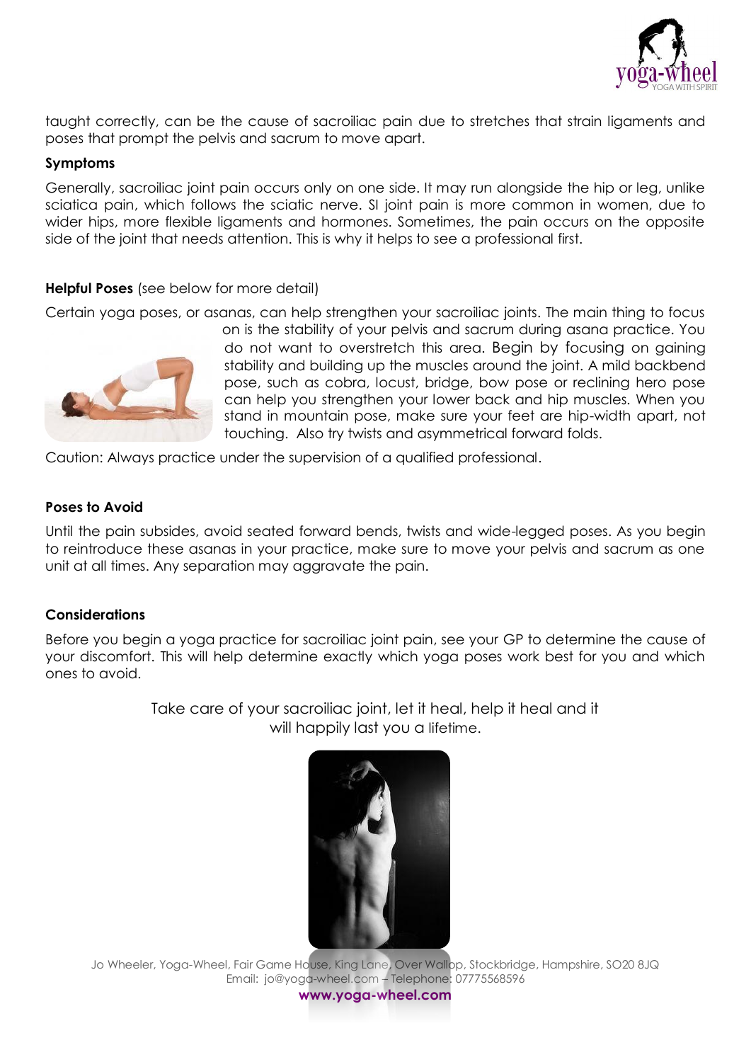taught correctly, can be the cause of sacroiliac pain due to stretches that strain ligaments and poses that prompt the pelvis and sacrum to move apart.

**Symptoms**

Generally, sacroiliac joint pain occurs only on one side. It may run alongside the hip or leg, unlike sciatica pain, which follows the sciatic nerve. SI joint pain is more common in women, due to wider hips, more flexible ligaments and hormones. Sometimes, the pain occurs on the opposite side of the joint that needs attention. This is why it helps to see a professional first.

**Helpful Poses** (see below for more detail)

Certain yoga poses, or asanas, can help strengthen your sacroiliac joints. The main thing to focus on is the stability of your pelvis and sacrum during asana practice. You do not want to overstretch this area. Begin by focusing on gaining stability and building up the muscles around the joint. A mild backbend pose, such as cobra, locust, bridge, bow pose or reclining hero pose can help you strengthen your lower back and hip muscles. When you stand in mountain pose, make sure your feet are hip-width apart, not touching. Also try twists and asymmetrical forward folds.

Caution: Always practice under the supervision of a qualified professional.

**Poses to Avoid**

Until the pain subsides, avoid seated forward bends, twists and wide-legged poses. As you begin to reintroduce these asanas in your practice, make sure to move your pelvis and sacrum as one unit at all times. Any separation may aggravate the pain.

**Considerations**

Before you begin a yoga practice for sacroiliac joint pain, see your GP to determine the cause of your discomfort. This will help determine exactly which yoga poses work best for you and which ones to avoid.

Take care of your sacroiliac joint, let it heal, help it heal and it will happily last you a lifetime.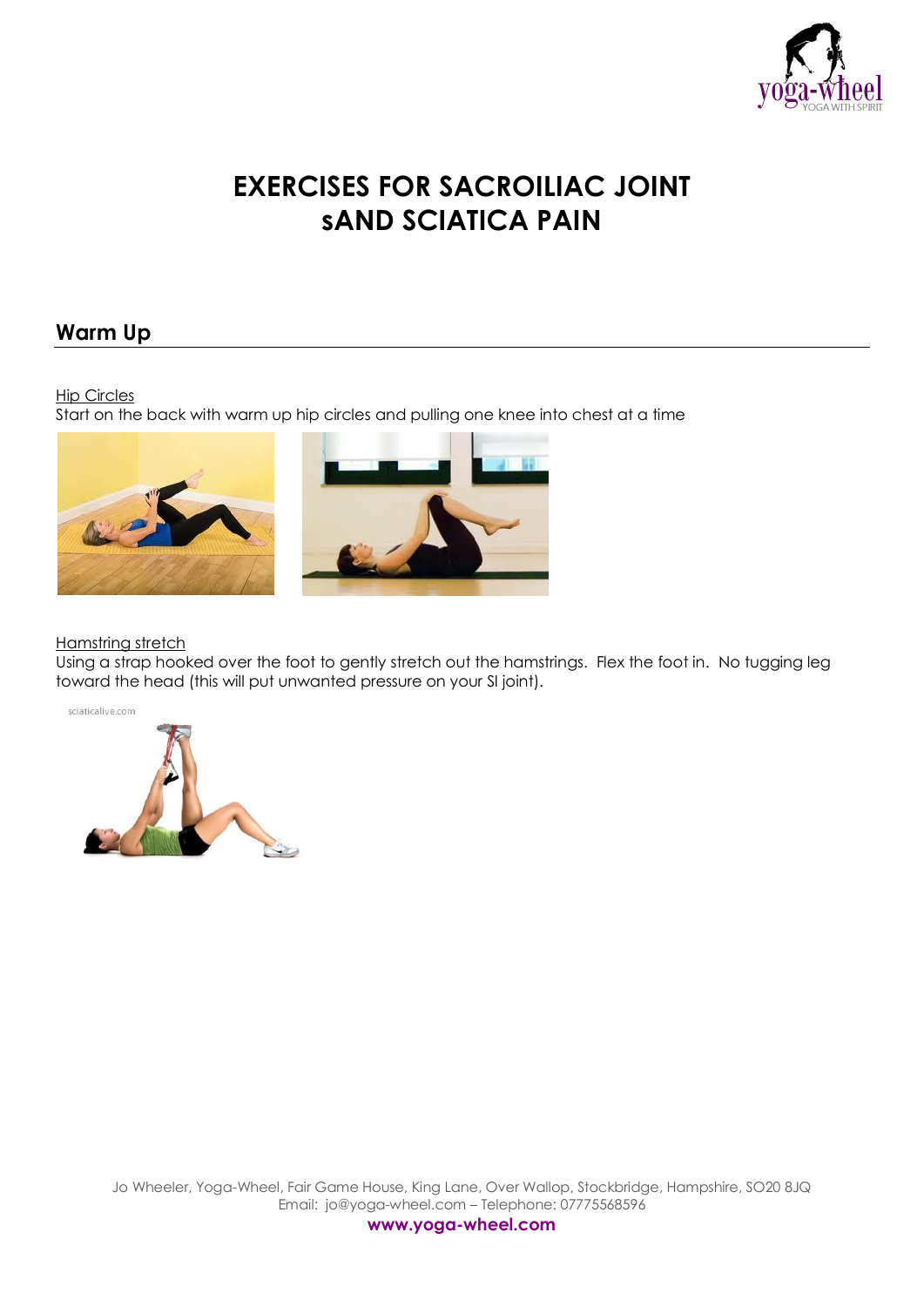# EXERCISES FOR SACROILIAC JOINT sAND SCIATICA PAIN

## Warm Up

Hip Circles
Start on the back with warm up hip circles and pulling one knee into chest at a time

Hamstring stretch
Using a strap hooked over the foot to gently stretch out the hamstrings. Flex the foot in. No tugging leg toward the head (this will put unwanted pressure on your SI joint).

sciaticalive.com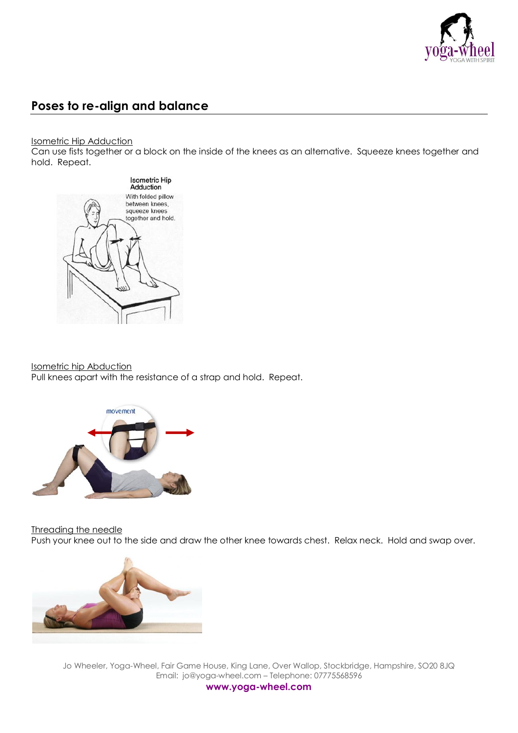## Poses to re-align and balance

<u>Isometric Hip Adduction</u>

Can use fists together or a block on the inside of the knees as an alternative. Squeeze knees together and hold. Repeat.

<u>Isometric hip Abduction</u>

Pull knees apart with the resistance of a strap and hold. Repeat.

<u>Threading the needle</u>

Push your knee out to the side and draw the other knee towards chest. Relax neck. Hold and swap over.

Jo Wheeler, Yoga-Wheel, Fair Game House, King Lane, Over Wallop, Stockbridge, Hampshire, SO20 8JQ
Email: jo@yoga-wheel.com – Telephone: 07775568596
**www.yoga-wheel.com**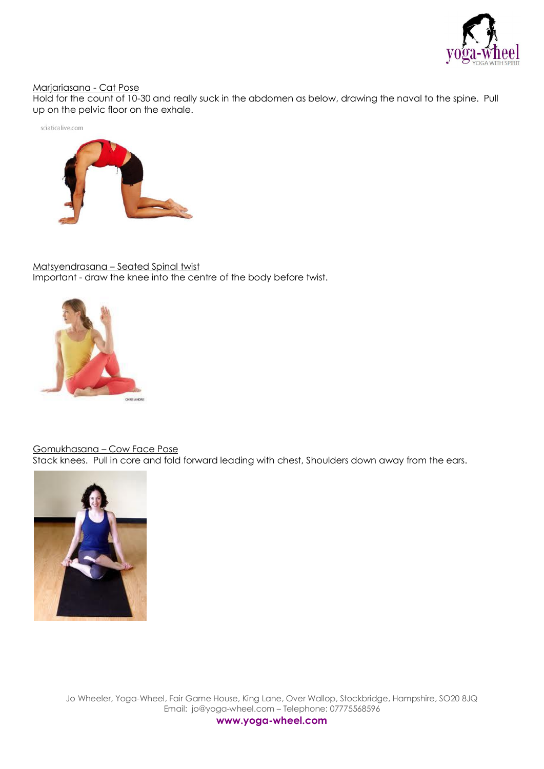Marjariasana - Cat Pose

Hold for the count of 10-30 and really suck in the abdomen as below, drawing the naval to the spine. Pull up on the pelvic floor on the exhale.

Matsyendrasana – Seated Spinal twist

Important - draw the knee into the centre of the body before twist.

Gomukhasana – Cow Face Pose

Stack knees. Pull in core and fold forward leading with chest, Shoulders down away from the ears.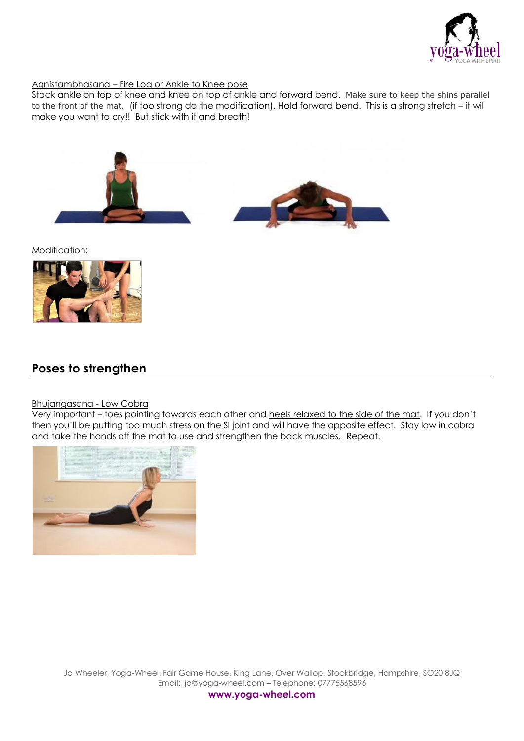Agnistambhasana – Fire Log or Ankle to Knee pose

Stack ankle on top of knee and knee on top of ankle and forward bend. Make sure to keep the shins parallel to the front of the mat. (if too strong do the modification). Hold forward bend. This is a strong stretch – it will make you want to cry!! But stick with it and breath!

Modification:

## Poses to strengthen

Bhujangasana - Low Cobra

Very important – toes pointing towards each other and heels relaxed to the side of the mat. If you don't then you'll be putting too much stress on the SI joint and will have the opposite effect. Stay low in cobra and take the hands off the mat to use and strengthen the back muscles. Repeat.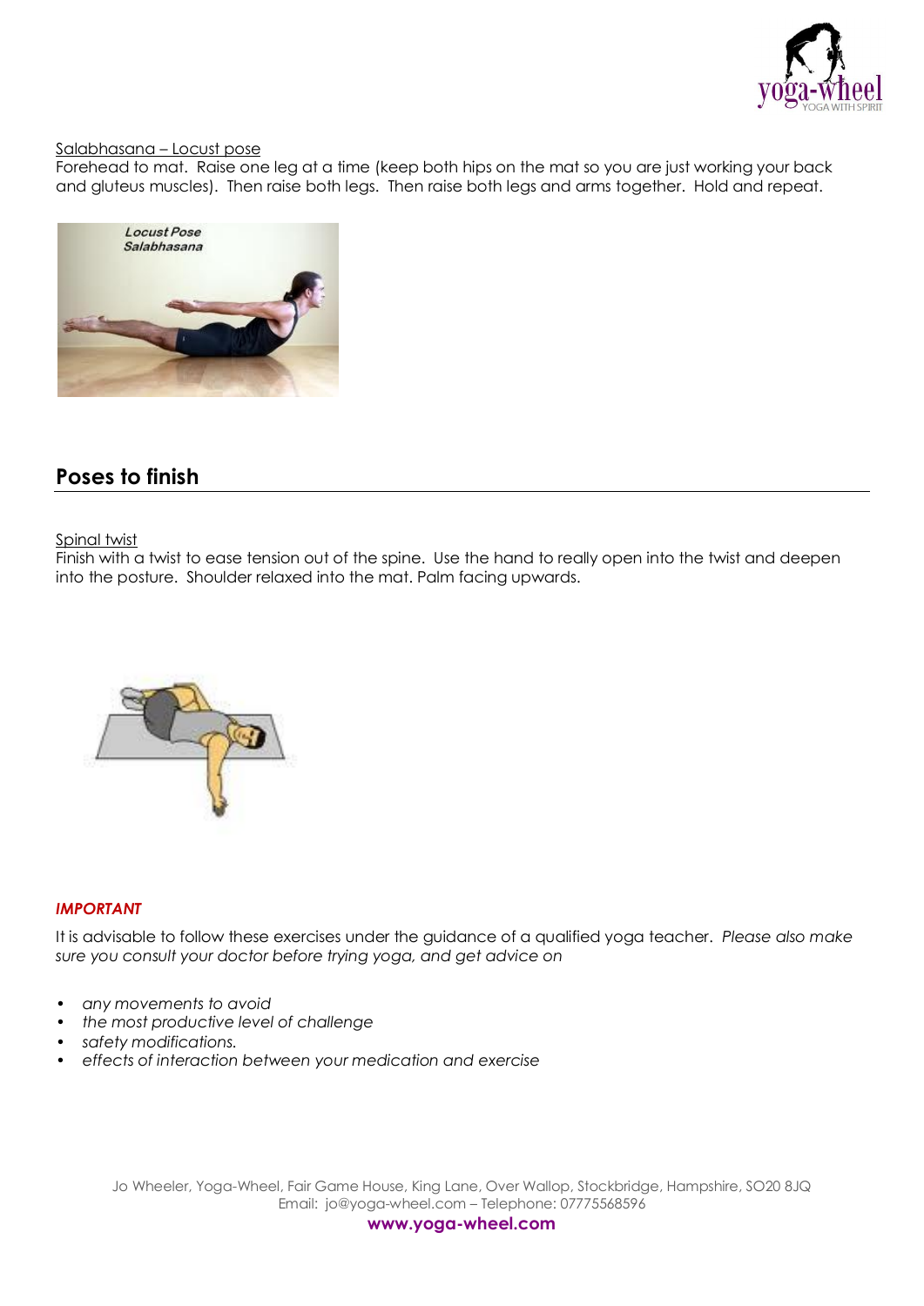Salabhasana – Locust pose

Forehead to mat. Raise one leg at a time (keep both hips on the mat so you are just working your back and gluteus muscles). Then raise both legs. Then raise both legs and arms together. Hold and repeat.

## Poses to finish

Spinal twist

Finish with a twist to ease tension out of the spine. Use the hand to really open into the twist and deepen into the posture. Shoulder relaxed into the mat. Palm facing upwards.

***IMPORTANT***

It is advisable to follow these exercises under the guidance of a qualified yoga teacher. *Please also make sure you consult your doctor before trying yoga, and get advice on*

- *any movements to avoid*
- *the most productive level of challenge*
- *safety modifications.*
- *effects of interaction between your medication and exercise*

Jo Wheeler, Yoga-Wheel, Fair Game House, King Lane, Over Wallop, Stockbridge, Hampshire, SO20 8JQ
Email: jo@yoga-wheel.com – Telephone: 07775568596
**www.yoga-wheel.com**